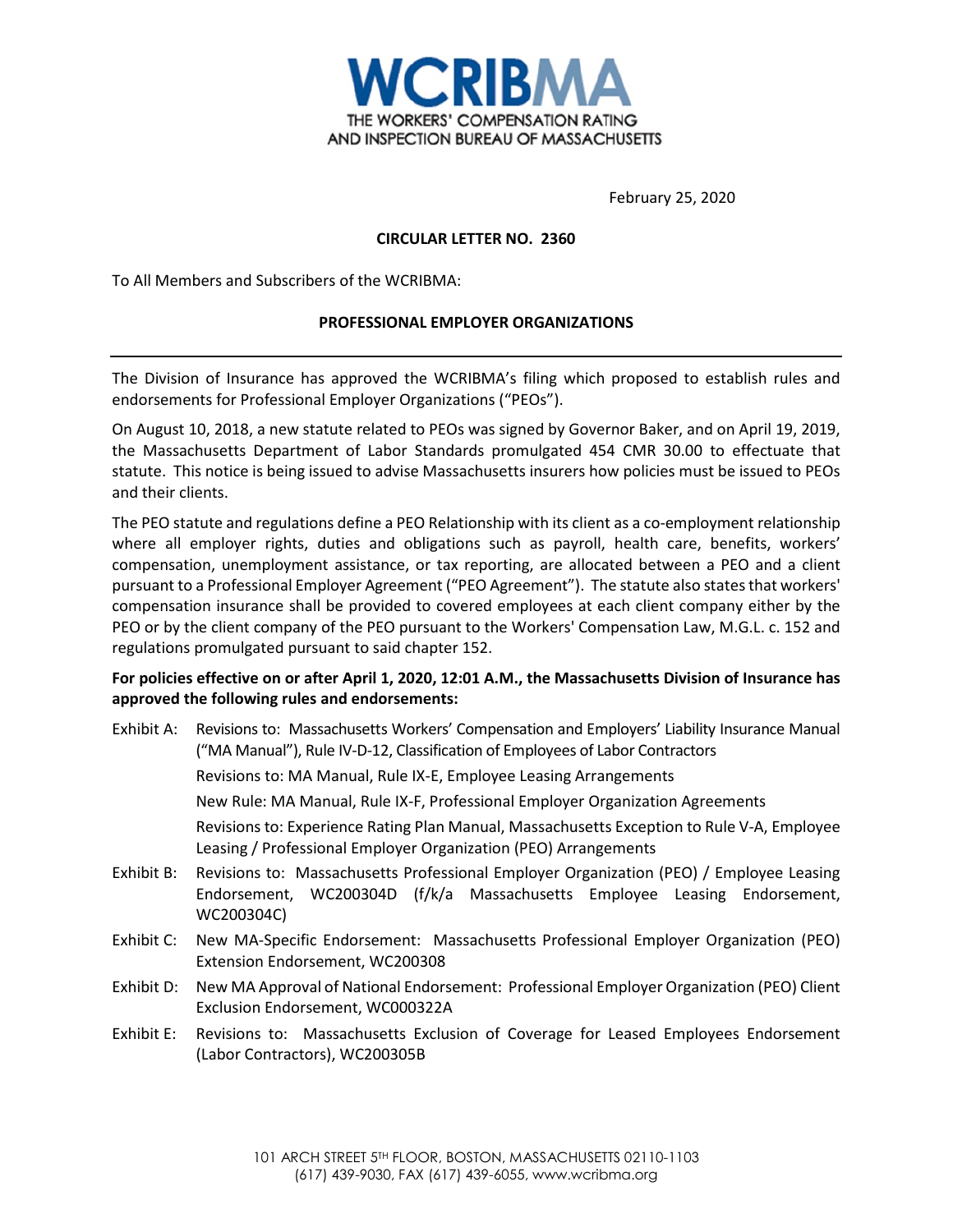# WCRIBMA

THE WORKERS' COMPENSATION RATING AND INSPECTION BUREAU OF MASSACHUSETTS

February 25, 2020

**CIRCULAR LETTER NO. 2360**

To All Members and Subscribers of the WCRIBMA:

**PROFESSIONAL EMPLOYER ORGANIZATIONS**

---

The Division of Insurance has approved the WCRIBMA's filing which proposed to establish rules and endorsements for Professional Employer Organizations ("PEOs").

On August 10, 2018, a new statute related to PEOs was signed by Governor Baker, and on April 19, 2019, the Massachusetts Department of Labor Standards promulgated 454 CMR 30.00 to effectuate that statute. This notice is being issued to advise Massachusetts insurers how policies must be issued to PEOs and their clients.

The PEO statute and regulations define a PEO Relationship with its client as a co-employment relationship where all employer rights, duties and obligations such as payroll, health care, benefits, workers' compensation, unemployment assistance, or tax reporting, are allocated between a PEO and a client pursuant to a Professional Employer Agreement ("PEO Agreement"). The statute also states that workers' compensation insurance shall be provided to covered employees at each client company either by the PEO or by the client company of the PEO pursuant to the Workers' Compensation Law, M.G.L. c. 152 and regulations promulgated pursuant to said chapter 152.

**For policies effective on or after April 1, 2020, 12:01 A.M., the Massachusetts Division of Insurance has approved the following rules and endorsements:**

Exhibit A: Revisions to: Massachusetts Workers' Compensation and Employers' Liability Insurance Manual ("MA Manual"), Rule IV-D-12, Classification of Employees of Labor Contractors

Revisions to: MA Manual, Rule IX-E, Employee Leasing Arrangements

New Rule: MA Manual, Rule IX-F, Professional Employer Organization Agreements

Revisions to: Experience Rating Plan Manual, Massachusetts Exception to Rule V-A, Employee Leasing / Professional Employer Organization (PEO) Arrangements

Exhibit B: Revisions to: Massachusetts Professional Employer Organization (PEO) / Employee Leasing Endorsement, WC200304D (f/k/a Massachusetts Employee Leasing Endorsement, WC200304C)

Exhibit C: New MA-Specific Endorsement: Massachusetts Professional Employer Organization (PEO) Extension Endorsement, WC200308

Exhibit D: New MA Approval of National Endorsement: Professional Employer Organization (PEO) Client Exclusion Endorsement, WC000322A

Exhibit E: Revisions to: Massachusetts Exclusion of Coverage for Leased Employees Endorsement (Labor Contractors), WC200305B

101 ARCH STREET 5TH FLOOR, BOSTON, MASSACHUSETTS 02110-1103
(617) 439-9030, FAX (617) 439-6055, www.wcribma.org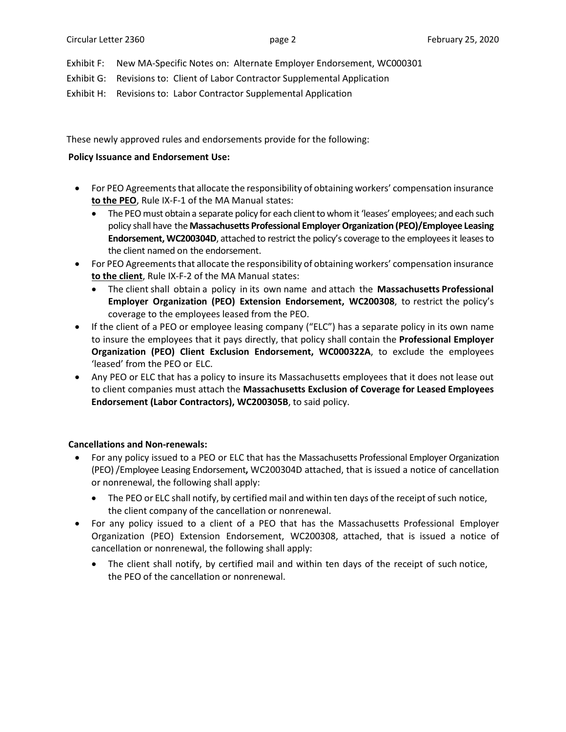Exhibit F: New MA-Specific Notes on: Alternate Employer Endorsement, WC000301

Exhibit G: Revisions to: Client of Labor Contractor Supplemental Application

Exhibit H: Revisions to: Labor Contractor Supplemental Application

These newly approved rules and endorsements provide for the following:

**Policy Issuance and Endorsement Use:**

- For PEO Agreements that allocate the responsibility of obtaining workers' compensation insurance **to the PEO**, Rule IX-F-1 of the MA Manual states:
  - The PEO must obtain a separate policy for each client to whom it 'leases' employees; and each such policy shall have the **Massachusetts Professional Employer Organization (PEO)/Employee Leasing Endorsement, WC200304D**, attached to restrict the policy's coverage to the employees it leases to the client named on the endorsement.
- For PEO Agreements that allocate the responsibility of obtaining workers' compensation insurance **to the client**, Rule IX-F-2 of the MA Manual states:
  - The client shall obtain a policy in its own name and attach the **Massachusetts Professional Employer Organization (PEO) Extension Endorsement, WC200308**, to restrict the policy's coverage to the employees leased from the PEO.
- If the client of a PEO or employee leasing company ("ELC") has a separate policy in its own name to insure the employees that it pays directly, that policy shall contain the **Professional Employer Organization (PEO) Client Exclusion Endorsement, WC000322A**, to exclude the employees 'leased' from the PEO or ELC.
- Any PEO or ELC that has a policy to insure its Massachusetts employees that it does not lease out to client companies must attach the **Massachusetts Exclusion of Coverage for Leased Employees Endorsement (Labor Contractors), WC200305B**, to said policy.

**Cancellations and Non-renewals:**

- For any policy issued to a PEO or ELC that has the Massachusetts Professional Employer Organization (PEO) /Employee Leasing Endorsement**,** WC200304D attached, that is issued a notice of cancellation or nonrenewal, the following shall apply:
  - The PEO or ELC shall notify, by certified mail and within ten days of the receipt of such notice, the client company of the cancellation or nonrenewal.
- For any policy issued to a client of a PEO that has the Massachusetts Professional Employer Organization (PEO) Extension Endorsement, WC200308, attached, that is issued a notice of cancellation or nonrenewal, the following shall apply:
  - The client shall notify, by certified mail and within ten days of the receipt of such notice, the PEO of the cancellation or nonrenewal.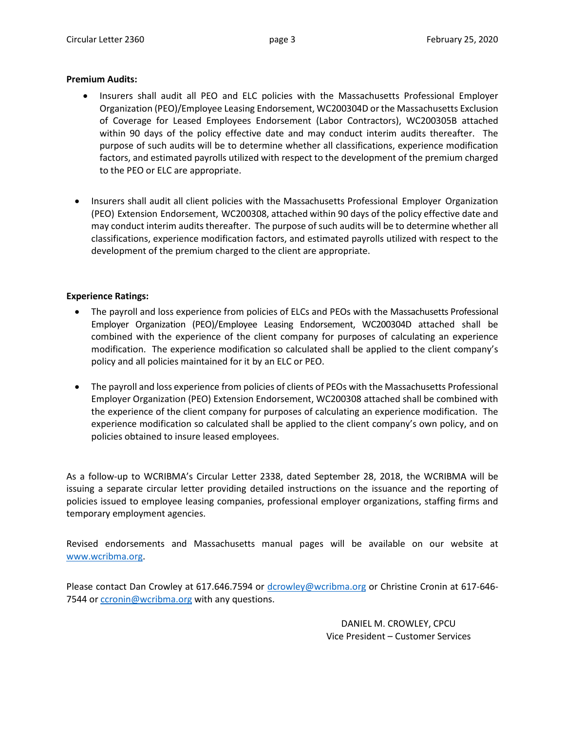**Premium Audits:**

- Insurers shall audit all PEO and ELC policies with the Massachusetts Professional Employer Organization (PEO)/Employee Leasing Endorsement, WC200304D or the Massachusetts Exclusion of Coverage for Leased Employees Endorsement (Labor Contractors), WC200305B attached within 90 days of the policy effective date and may conduct interim audits thereafter. The purpose of such audits will be to determine whether all classifications, experience modification factors, and estimated payrolls utilized with respect to the development of the premium charged to the PEO or ELC are appropriate.

- Insurers shall audit all client policies with the Massachusetts Professional Employer Organization (PEO) Extension Endorsement, WC200308, attached within 90 days of the policy effective date and may conduct interim audits thereafter. The purpose of such audits will be to determine whether all classifications, experience modification factors, and estimated payrolls utilized with respect to the development of the premium charged to the client are appropriate.

**Experience Ratings:**

- The payroll and loss experience from policies of ELCs and PEOs with the Massachusetts Professional Employer Organization (PEO)/Employee Leasing Endorsement, WC200304D attached shall be combined with the experience of the client company for purposes of calculating an experience modification. The experience modification so calculated shall be applied to the client company's policy and all policies maintained for it by an ELC or PEO.

- The payroll and loss experience from policies of clients of PEOs with the Massachusetts Professional Employer Organization (PEO) Extension Endorsement, WC200308 attached shall be combined with the experience of the client company for purposes of calculating an experience modification. The experience modification so calculated shall be applied to the client company's own policy, and on policies obtained to insure leased employees.

As a follow-up to WCRIBMA's Circular Letter 2338, dated September 28, 2018, the WCRIBMA will be issuing a separate circular letter providing detailed instructions on the issuance and the reporting of policies issued to employee leasing companies, professional employer organizations, staffing firms and temporary employment agencies.

Revised endorsements and Massachusetts manual pages will be available on our website at www.wcribma.org.

Please contact Dan Crowley at 617.646.7594 or dcrowley@wcribma.org or Christine Cronin at 617-646-7544 or ccronin@wcribma.org with any questions.

DANIEL M. CROWLEY, CPCU
Vice President – Customer Services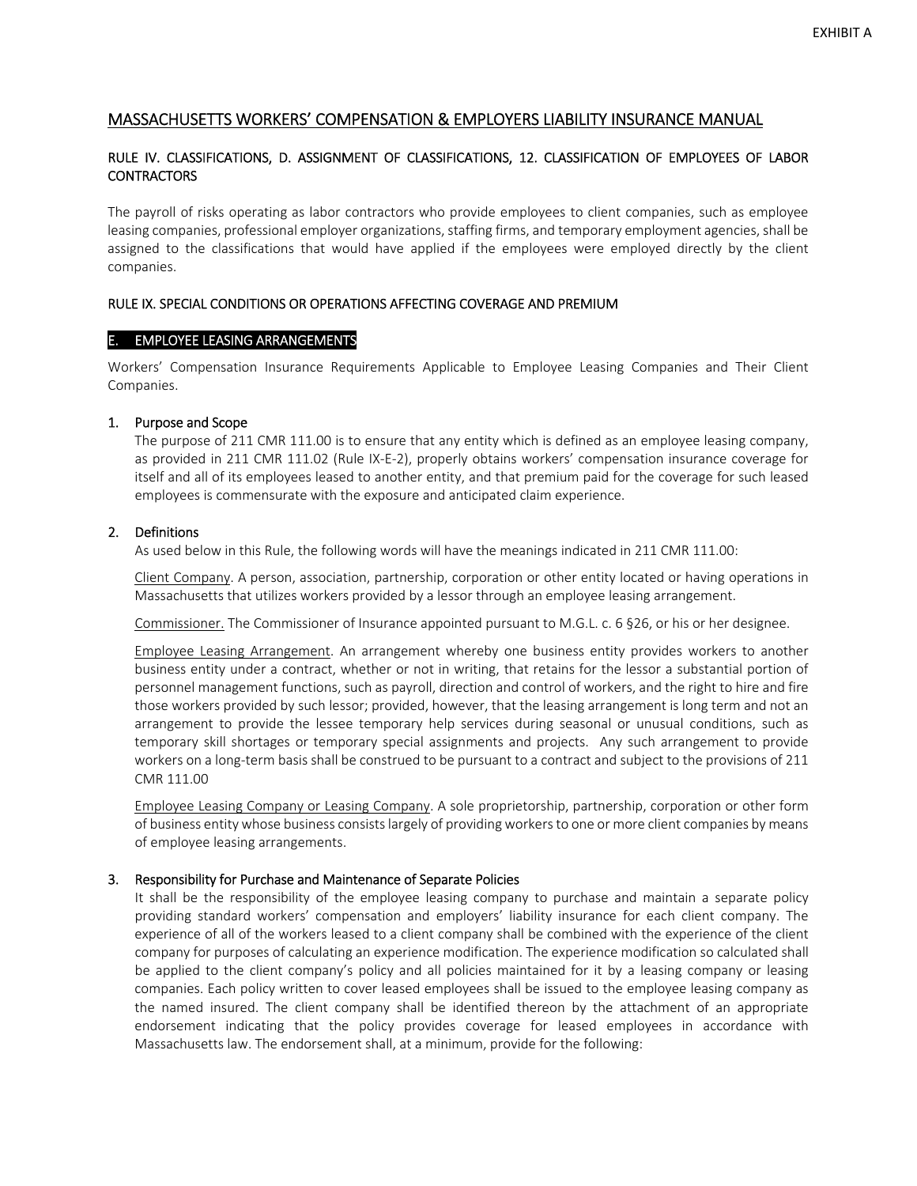EXHIBIT A

# MASSACHUSETTS WORKERS' COMPENSATION & EMPLOYERS LIABILITY INSURANCE MANUAL

## RULE IV. CLASSIFICATIONS, D. ASSIGNMENT OF CLASSIFICATIONS, 12. CLASSIFICATION OF EMPLOYEES OF LABOR CONTRACTORS

The payroll of risks operating as labor contractors who provide employees to client companies, such as employee leasing companies, professional employer organizations, staffing firms, and temporary employment agencies, shall be assigned to the classifications that would have applied if the employees were employed directly by the client companies.

## RULE IX. SPECIAL CONDITIONS OR OPERATIONS AFFECTING COVERAGE AND PREMIUM

### E. EMPLOYEE LEASING ARRANGEMENTS

Workers' Compensation Insurance Requirements Applicable to Employee Leasing Companies and Their Client Companies.

#### 1. Purpose and Scope

The purpose of 211 CMR 111.00 is to ensure that any entity which is defined as an employee leasing company, as provided in 211 CMR 111.02 (Rule IX-E-2), properly obtains workers' compensation insurance coverage for itself and all of its employees leased to another entity, and that premium paid for the coverage for such leased employees is commensurate with the exposure and anticipated claim experience.

#### 2. Definitions

As used below in this Rule, the following words will have the meanings indicated in 211 CMR 111.00:

Client Company. A person, association, partnership, corporation or other entity located or having operations in Massachusetts that utilizes workers provided by a lessor through an employee leasing arrangement.

Commissioner. The Commissioner of Insurance appointed pursuant to M.G.L. c. 6 §26, or his or her designee.

Employee Leasing Arrangement. An arrangement whereby one business entity provides workers to another business entity under a contract, whether or not in writing, that retains for the lessor a substantial portion of personnel management functions, such as payroll, direction and control of workers, and the right to hire and fire those workers provided by such lessor; provided, however, that the leasing arrangement is long term and not an arrangement to provide the lessee temporary help services during seasonal or unusual conditions, such as temporary skill shortages or temporary special assignments and projects. Any such arrangement to provide workers on a long-term basis shall be construed to be pursuant to a contract and subject to the provisions of 211 CMR 111.00

Employee Leasing Company or Leasing Company. A sole proprietorship, partnership, corporation or other form of business entity whose business consists largely of providing workers to one or more client companies by means of employee leasing arrangements.

#### 3. Responsibility for Purchase and Maintenance of Separate Policies

It shall be the responsibility of the employee leasing company to purchase and maintain a separate policy providing standard workers' compensation and employers' liability insurance for each client company. The experience of all of the workers leased to a client company shall be combined with the experience of the client company for purposes of calculating an experience modification. The experience modification so calculated shall be applied to the client company's policy and all policies maintained for it by a leasing company or leasing companies. Each policy written to cover leased employees shall be issued to the employee leasing company as the named insured. The client company shall be identified thereon by the attachment of an appropriate endorsement indicating that the policy provides coverage for leased employees in accordance with Massachusetts law. The endorsement shall, at a minimum, provide for the following: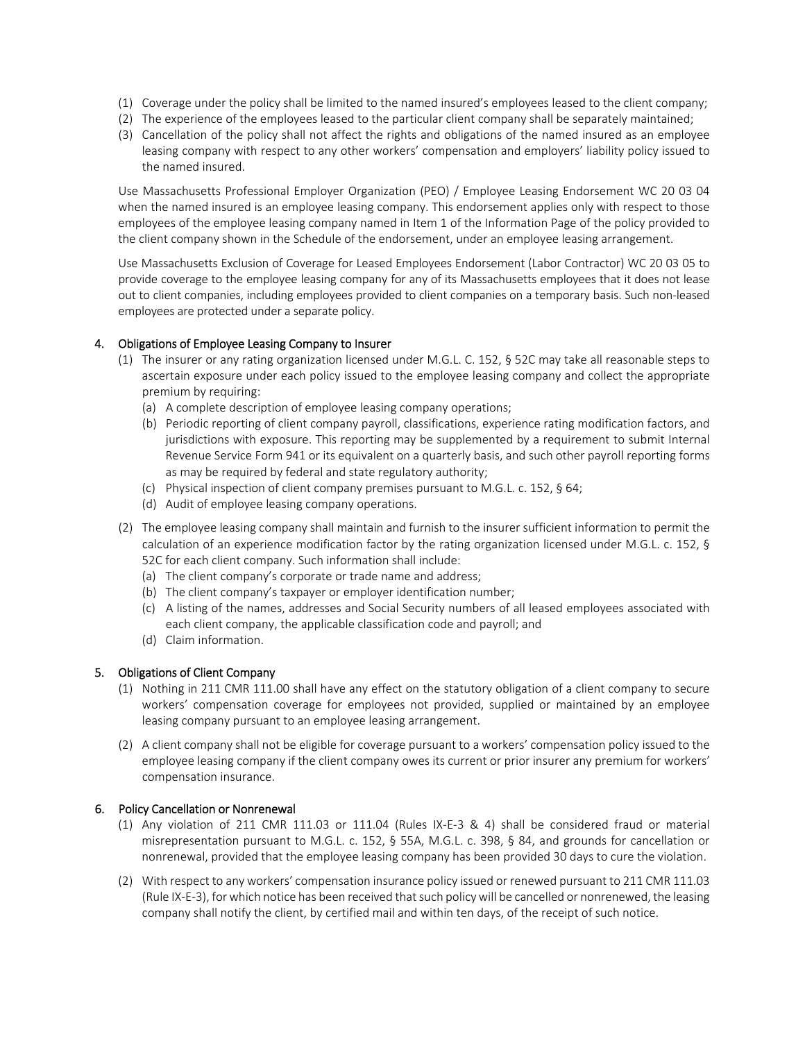(1) Coverage under the policy shall be limited to the named insured's employees leased to the client company;
(2) The experience of the employees leased to the particular client company shall be separately maintained;
(3) Cancellation of the policy shall not affect the rights and obligations of the named insured as an employee leasing company with respect to any other workers' compensation and employers' liability policy issued to the named insured.

Use Massachusetts Professional Employer Organization (PEO) / Employee Leasing Endorsement WC 20 03 04 when the named insured is an employee leasing company. This endorsement applies only with respect to those employees of the employee leasing company named in Item 1 of the Information Page of the policy provided to the client company shown in the Schedule of the endorsement, under an employee leasing arrangement.

Use Massachusetts Exclusion of Coverage for Leased Employees Endorsement (Labor Contractor) WC 20 03 05 to provide coverage to the employee leasing company for any of its Massachusetts employees that it does not lease out to client companies, including employees provided to client companies on a temporary basis. Such non-leased employees are protected under a separate policy.

## 4. Obligations of Employee Leasing Company to Insurer

(1) The insurer or any rating organization licensed under M.G.L. C. 152, § 52C may take all reasonable steps to ascertain exposure under each policy issued to the employee leasing company and collect the appropriate premium by requiring:
   (a) A complete description of employee leasing company operations;
   (b) Periodic reporting of client company payroll, classifications, experience rating modification factors, and jurisdictions with exposure. This reporting may be supplemented by a requirement to submit Internal Revenue Service Form 941 or its equivalent on a quarterly basis, and such other payroll reporting forms as may be required by federal and state regulatory authority;
   (c) Physical inspection of client company premises pursuant to M.G.L. c. 152, § 64;
   (d) Audit of employee leasing company operations.

(2) The employee leasing company shall maintain and furnish to the insurer sufficient information to permit the calculation of an experience modification factor by the rating organization licensed under M.G.L. c. 152, § 52C for each client company. Such information shall include:
   (a) The client company's corporate or trade name and address;
   (b) The client company's taxpayer or employer identification number;
   (c) A listing of the names, addresses and Social Security numbers of all leased employees associated with each client company, the applicable classification code and payroll; and
   (d) Claim information.

## 5. Obligations of Client Company

(1) Nothing in 211 CMR 111.00 shall have any effect on the statutory obligation of a client company to secure workers' compensation coverage for employees not provided, supplied or maintained by an employee leasing company pursuant to an employee leasing arrangement.

(2) A client company shall not be eligible for coverage pursuant to a workers' compensation policy issued to the employee leasing company if the client company owes its current or prior insurer any premium for workers' compensation insurance.

## 6. Policy Cancellation or Nonrenewal

(1) Any violation of 211 CMR 111.03 or 111.04 (Rules IX-E-3 & 4) shall be considered fraud or material misrepresentation pursuant to M.G.L. c. 152, § 55A, M.G.L. c. 398, § 84, and grounds for cancellation or nonrenewal, provided that the employee leasing company has been provided 30 days to cure the violation.

(2) With respect to any workers' compensation insurance policy issued or renewed pursuant to 211 CMR 111.03 (Rule IX-E-3), for which notice has been received that such policy will be cancelled or nonrenewed, the leasing company shall notify the client, by certified mail and within ten days, of the receipt of such notice.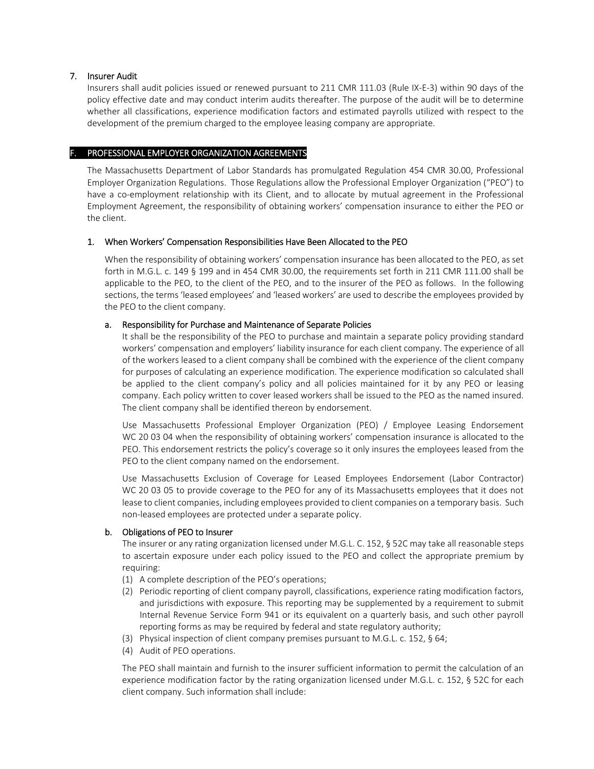## 7. Insurer Audit

Insurers shall audit policies issued or renewed pursuant to 211 CMR 111.03 (Rule IX-E-3) within 90 days of the policy effective date and may conduct interim audits thereafter. The purpose of the audit will be to determine whether all classifications, experience modification factors and estimated payrolls utilized with respect to the development of the premium charged to the employee leasing company are appropriate.

# F. PROFESSIONAL EMPLOYER ORGANIZATION AGREEMENTS

The Massachusetts Department of Labor Standards has promulgated Regulation 454 CMR 30.00, Professional Employer Organization Regulations. Those Regulations allow the Professional Employer Organization ("PEO") to have a co-employment relationship with its Client, and to allocate by mutual agreement in the Professional Employment Agreement, the responsibility of obtaining workers' compensation insurance to either the PEO or the client.

## 1. When Workers' Compensation Responsibilities Have Been Allocated to the PEO

When the responsibility of obtaining workers' compensation insurance has been allocated to the PEO, as set forth in M.G.L. c. 149 § 199 and in 454 CMR 30.00, the requirements set forth in 211 CMR 111.00 shall be applicable to the PEO, to the client of the PEO, and to the insurer of the PEO as follows. In the following sections, the terms 'leased employees' and 'leased workers' are used to describe the employees provided by the PEO to the client company.

### a. Responsibility for Purchase and Maintenance of Separate Policies

It shall be the responsibility of the PEO to purchase and maintain a separate policy providing standard workers' compensation and employers' liability insurance for each client company. The experience of all of the workers leased to a client company shall be combined with the experience of the client company for purposes of calculating an experience modification. The experience modification so calculated shall be applied to the client company's policy and all policies maintained for it by any PEO or leasing company. Each policy written to cover leased workers shall be issued to the PEO as the named insured. The client company shall be identified thereon by endorsement.

Use Massachusetts Professional Employer Organization (PEO) / Employee Leasing Endorsement WC 20 03 04 when the responsibility of obtaining workers' compensation insurance is allocated to the PEO. This endorsement restricts the policy's coverage so it only insures the employees leased from the PEO to the client company named on the endorsement.

Use Massachusetts Exclusion of Coverage for Leased Employees Endorsement (Labor Contractor) WC 20 03 05 to provide coverage to the PEO for any of its Massachusetts employees that it does not lease to client companies, including employees provided to client companies on a temporary basis. Such non-leased employees are protected under a separate policy.

### b. Obligations of PEO to Insurer

The insurer or any rating organization licensed under M.G.L. C. 152, § 52C may take all reasonable steps to ascertain exposure under each policy issued to the PEO and collect the appropriate premium by requiring:

(1) A complete description of the PEO's operations;
(2) Periodic reporting of client company payroll, classifications, experience rating modification factors, and jurisdictions with exposure. This reporting may be supplemented by a requirement to submit Internal Revenue Service Form 941 or its equivalent on a quarterly basis, and such other payroll reporting forms as may be required by federal and state regulatory authority;
(3) Physical inspection of client company premises pursuant to M.G.L. c. 152, § 64;
(4) Audit of PEO operations.

The PEO shall maintain and furnish to the insurer sufficient information to permit the calculation of an experience modification factor by the rating organization licensed under M.G.L. c. 152, § 52C for each client company. Such information shall include: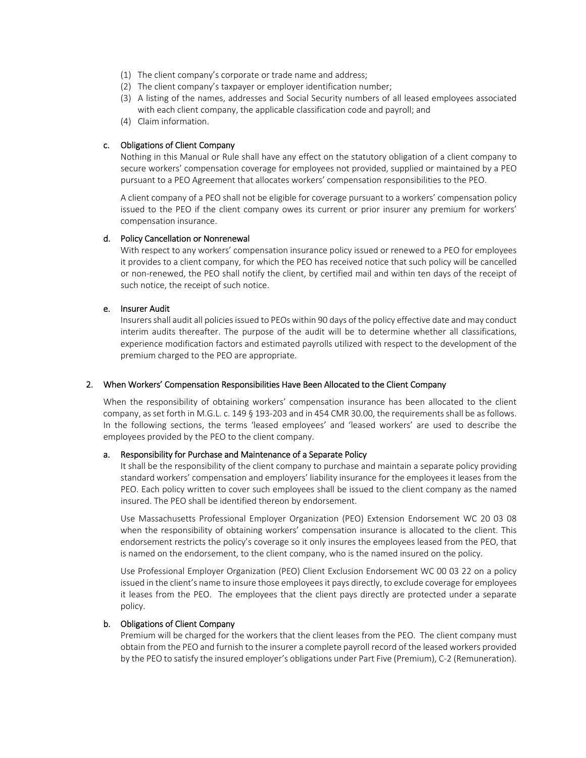(1) The client company's corporate or trade name and address;
(2) The client company's taxpayer or employer identification number;
(3) A listing of the names, addresses and Social Security numbers of all leased employees associated with each client company, the applicable classification code and payroll; and
(4) Claim information.

#### c. Obligations of Client Company

Nothing in this Manual or Rule shall have any effect on the statutory obligation of a client company to secure workers' compensation coverage for employees not provided, supplied or maintained by a PEO pursuant to a PEO Agreement that allocates workers' compensation responsibilities to the PEO.

A client company of a PEO shall not be eligible for coverage pursuant to a workers' compensation policy issued to the PEO if the client company owes its current or prior insurer any premium for workers' compensation insurance.

#### d. Policy Cancellation or Nonrenewal

With respect to any workers' compensation insurance policy issued or renewed to a PEO for employees it provides to a client company, for which the PEO has received notice that such policy will be cancelled or non-renewed, the PEO shall notify the client, by certified mail and within ten days of the receipt of such notice, the receipt of such notice.

#### e. Insurer Audit

Insurers shall audit all policies issued to PEOs within 90 days of the policy effective date and may conduct interim audits thereafter. The purpose of the audit will be to determine whether all classifications, experience modification factors and estimated payrolls utilized with respect to the development of the premium charged to the PEO are appropriate.

### 2. When Workers' Compensation Responsibilities Have Been Allocated to the Client Company

When the responsibility of obtaining workers' compensation insurance has been allocated to the client company, as set forth in M.G.L. c. 149 § 193-203 and in 454 CMR 30.00, the requirements shall be as follows. In the following sections, the terms 'leased employees' and 'leased workers' are used to describe the employees provided by the PEO to the client company.

#### a. Responsibility for Purchase and Maintenance of a Separate Policy

It shall be the responsibility of the client company to purchase and maintain a separate policy providing standard workers' compensation and employers' liability insurance for the employees it leases from the PEO. Each policy written to cover such employees shall be issued to the client company as the named insured. The PEO shall be identified thereon by endorsement.

Use Massachusetts Professional Employer Organization (PEO) Extension Endorsement WC 20 03 08 when the responsibility of obtaining workers' compensation insurance is allocated to the client. This endorsement restricts the policy's coverage so it only insures the employees leased from the PEO, that is named on the endorsement, to the client company, who is the named insured on the policy.

Use Professional Employer Organization (PEO) Client Exclusion Endorsement WC 00 03 22 on a policy issued in the client's name to insure those employees it pays directly, to exclude coverage for employees it leases from the PEO. The employees that the client pays directly are protected under a separate policy.

#### b. Obligations of Client Company

Premium will be charged for the workers that the client leases from the PEO. The client company must obtain from the PEO and furnish to the insurer a complete payroll record of the leased workers provided by the PEO to satisfy the insured employer's obligations under Part Five (Premium), C-2 (Remuneration).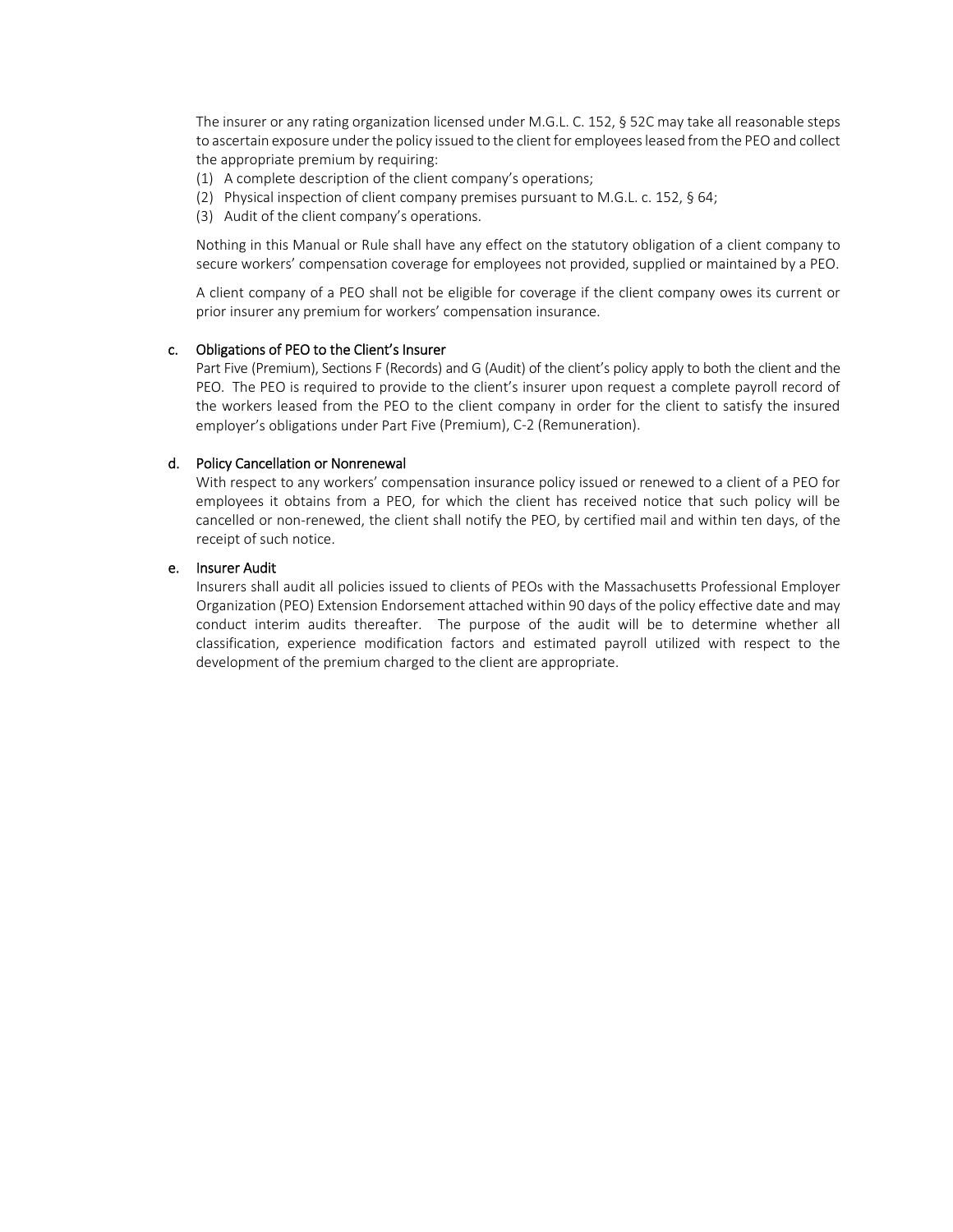The insurer or any rating organization licensed under M.G.L. C. 152, § 52C may take all reasonable steps to ascertain exposure under the policy issued to the client for employees leased from the PEO and collect the appropriate premium by requiring:

(1) A complete description of the client company's operations;
(2) Physical inspection of client company premises pursuant to M.G.L. c. 152, § 64;
(3) Audit of the client company's operations.

Nothing in this Manual or Rule shall have any effect on the statutory obligation of a client company to secure workers' compensation coverage for employees not provided, supplied or maintained by a PEO.

A client company of a PEO shall not be eligible for coverage if the client company owes its current or prior insurer any premium for workers' compensation insurance.

c. Obligations of PEO to the Client's Insurer

Part Five (Premium), Sections F (Records) and G (Audit) of the client's policy apply to both the client and the PEO. The PEO is required to provide to the client's insurer upon request a complete payroll record of the workers leased from the PEO to the client company in order for the client to satisfy the insured employer's obligations under Part Five (Premium), C-2 (Remuneration).

d. Policy Cancellation or Nonrenewal

With respect to any workers' compensation insurance policy issued or renewed to a client of a PEO for employees it obtains from a PEO, for which the client has received notice that such policy will be cancelled or non-renewed, the client shall notify the PEO, by certified mail and within ten days, of the receipt of such notice.

e. Insurer Audit

Insurers shall audit all policies issued to clients of PEOs with the Massachusetts Professional Employer Organization (PEO) Extension Endorsement attached within 90 days of the policy effective date and may conduct interim audits thereafter. The purpose of the audit will be to determine whether all classification, experience modification factors and estimated payroll utilized with respect to the development of the premium charged to the client are appropriate.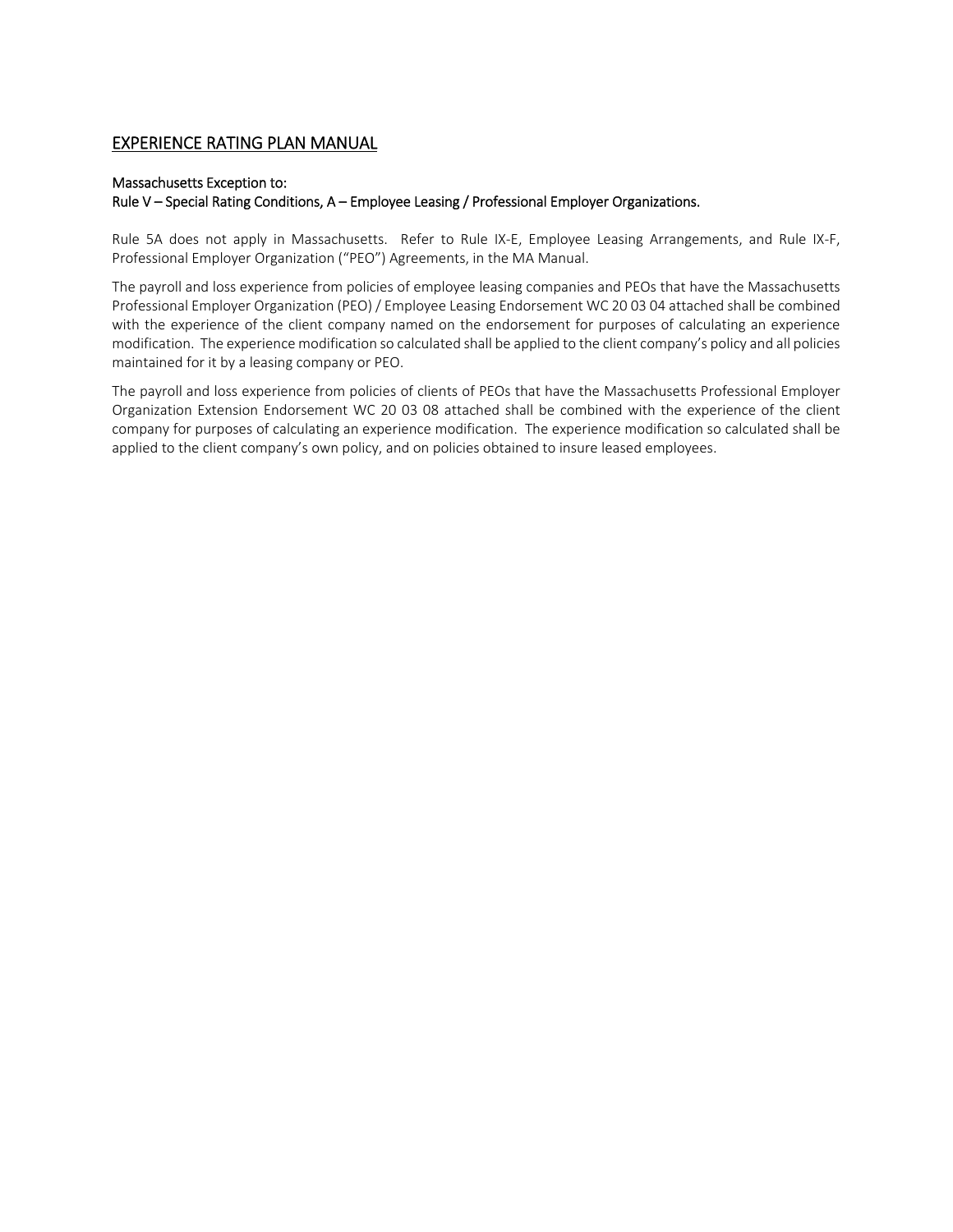## EXPERIENCE RATING PLAN MANUAL

**Massachusetts Exception to:**
**Rule V – Special Rating Conditions, A – Employee Leasing / Professional Employer Organizations.**

Rule 5A does not apply in Massachusetts. Refer to Rule IX-E, Employee Leasing Arrangements, and Rule IX-F, Professional Employer Organization ("PEO") Agreements, in the MA Manual.

The payroll and loss experience from policies of employee leasing companies and PEOs that have the Massachusetts Professional Employer Organization (PEO) / Employee Leasing Endorsement WC 20 03 04 attached shall be combined with the experience of the client company named on the endorsement for purposes of calculating an experience modification. The experience modification so calculated shall be applied to the client company's policy and all policies maintained for it by a leasing company or PEO.

The payroll and loss experience from policies of clients of PEOs that have the Massachusetts Professional Employer Organization Extension Endorsement WC 20 03 08 attached shall be combined with the experience of the client company for purposes of calculating an experience modification. The experience modification so calculated shall be applied to the client company's own policy, and on policies obtained to insure leased employees.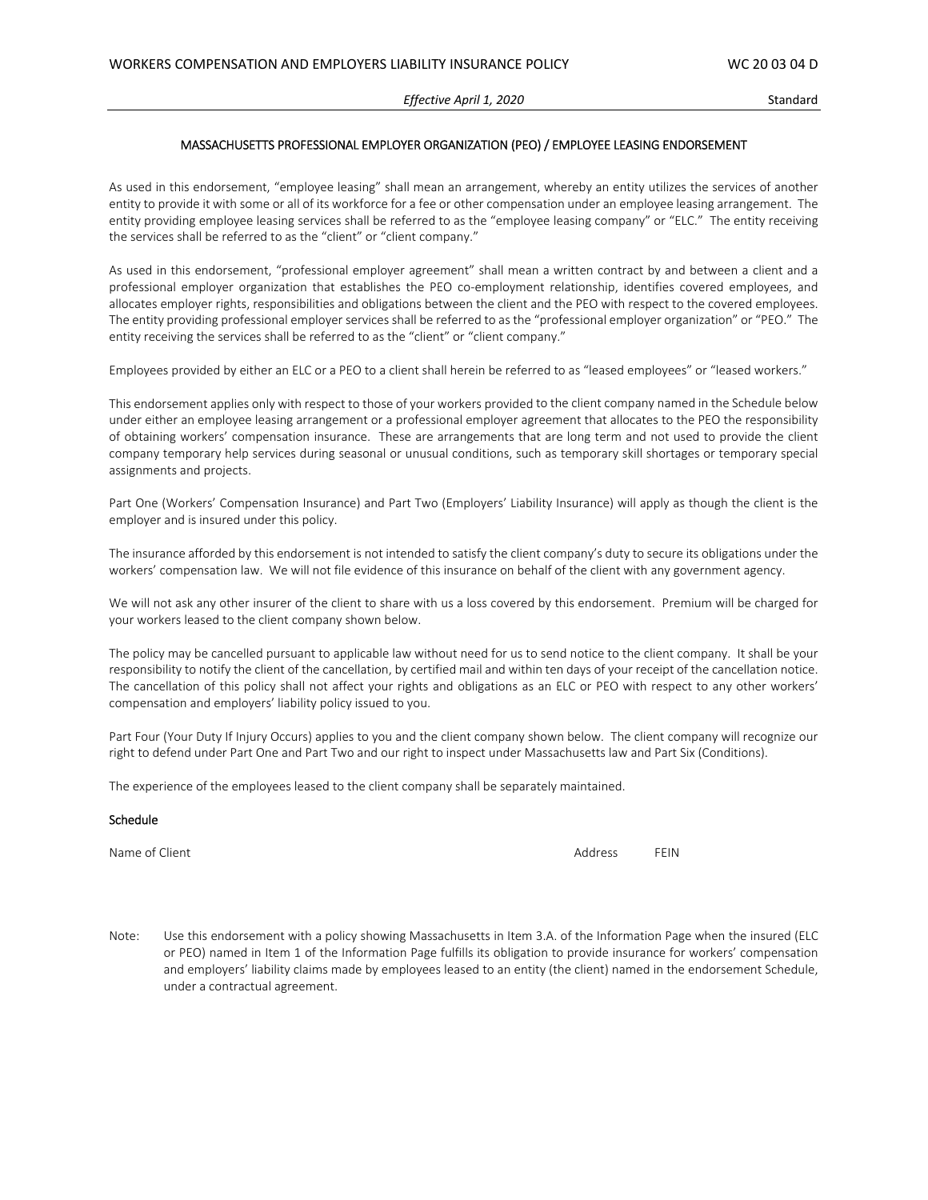WORKERS COMPENSATION AND EMPLOYERS LIABILITY INSURANCE POLICY WC 20 03 04 D

*Effective April 1, 2020* Standard

## MASSACHUSETTS PROFESSIONAL EMPLOYER ORGANIZATION (PEO) / EMPLOYEE LEASING ENDORSEMENT

As used in this endorsement, "employee leasing" shall mean an arrangement, whereby an entity utilizes the services of another entity to provide it with some or all of its workforce for a fee or other compensation under an employee leasing arrangement. The entity providing employee leasing services shall be referred to as the "employee leasing company" or "ELC." The entity receiving the services shall be referred to as the "client" or "client company."

As used in this endorsement, "professional employer agreement" shall mean a written contract by and between a client and a professional employer organization that establishes the PEO co-employment relationship, identifies covered employees, and allocates employer rights, responsibilities and obligations between the client and the PEO with respect to the covered employees. The entity providing professional employer services shall be referred to as the "professional employer organization" or "PEO." The entity receiving the services shall be referred to as the "client" or "client company."

Employees provided by either an ELC or a PEO to a client shall herein be referred to as "leased employees" or "leased workers."

This endorsement applies only with respect to those of your workers provided to the client company named in the Schedule below under either an employee leasing arrangement or a professional employer agreement that allocates to the PEO the responsibility of obtaining workers' compensation insurance. These are arrangements that are long term and not used to provide the client company temporary help services during seasonal or unusual conditions, such as temporary skill shortages or temporary special assignments and projects.

Part One (Workers' Compensation Insurance) and Part Two (Employers' Liability Insurance) will apply as though the client is the employer and is insured under this policy.

The insurance afforded by this endorsement is not intended to satisfy the client company's duty to secure its obligations under the workers' compensation law. We will not file evidence of this insurance on behalf of the client with any government agency.

We will not ask any other insurer of the client to share with us a loss covered by this endorsement. Premium will be charged for your workers leased to the client company shown below.

The policy may be cancelled pursuant to applicable law without need for us to send notice to the client company. It shall be your responsibility to notify the client of the cancellation, by certified mail and within ten days of your receipt of the cancellation notice. The cancellation of this policy shall not affect your rights and obligations as an ELC or PEO with respect to any other workers' compensation and employers' liability policy issued to you.

Part Four (Your Duty If Injury Occurs) applies to you and the client company shown below. The client company will recognize our right to defend under Part One and Part Two and our right to inspect under Massachusetts law and Part Six (Conditions).

The experience of the employees leased to the client company shall be separately maintained.

### Schedule

| Name of Client | Address | FEIN |
| --- | --- | --- |
| | | |

Note: Use this endorsement with a policy showing Massachusetts in Item 3.A. of the Information Page when the insured (ELC or PEO) named in Item 1 of the Information Page fulfills its obligation to provide insurance for workers' compensation and employers' liability claims made by employees leased to an entity (the client) named in the endorsement Schedule, under a contractual agreement.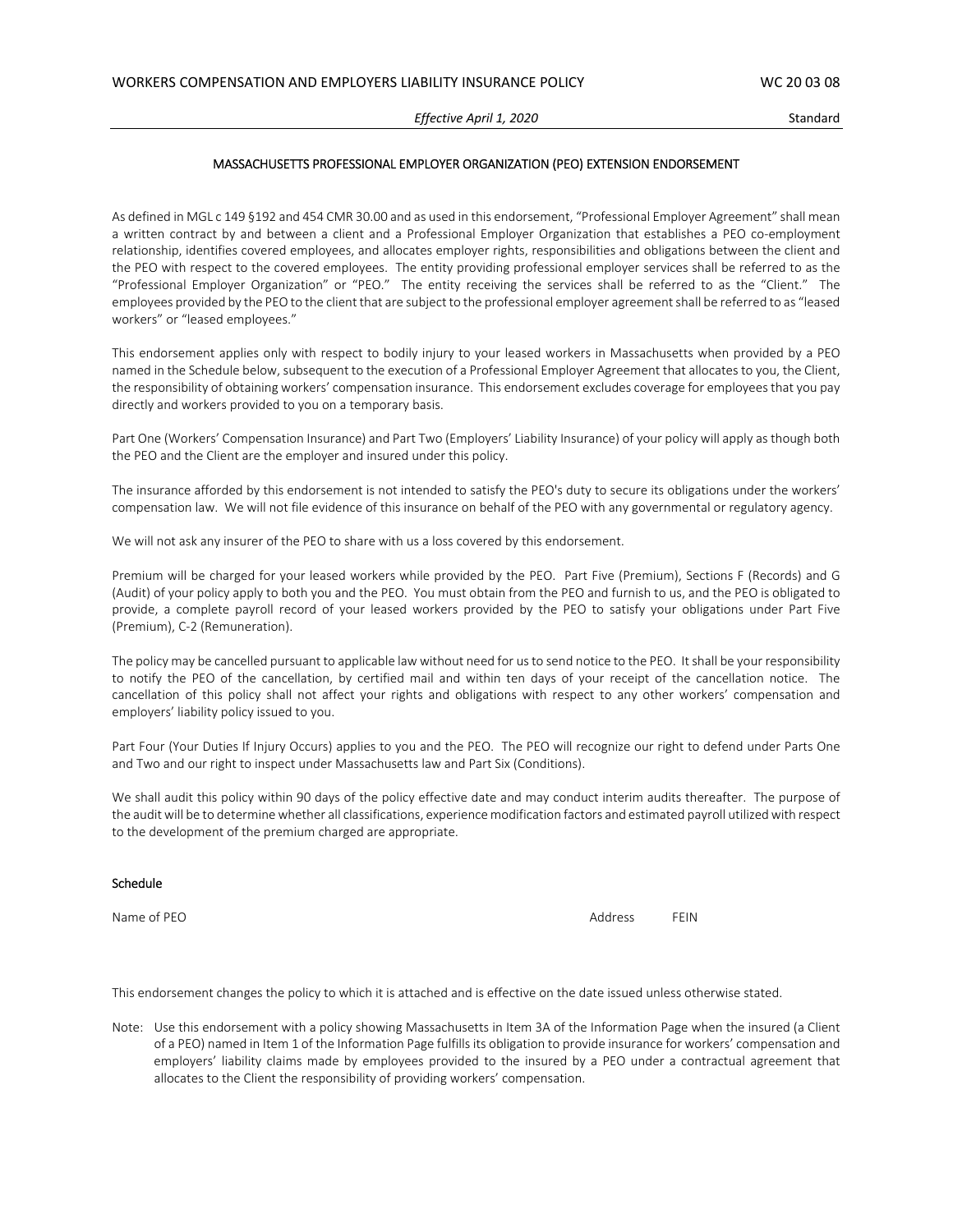WORKERS COMPENSATION AND EMPLOYERS LIABILITY INSURANCE POLICY WC 20 03 08

*Effective April 1, 2020* Standard

## MASSACHUSETTS PROFESSIONAL EMPLOYER ORGANIZATION (PEO) EXTENSION ENDORSEMENT

As defined in MGL c 149 §192 and 454 CMR 30.00 and as used in this endorsement, "Professional Employer Agreement" shall mean a written contract by and between a client and a Professional Employer Organization that establishes a PEO co-employment relationship, identifies covered employees, and allocates employer rights, responsibilities and obligations between the client and the PEO with respect to the covered employees. The entity providing professional employer services shall be referred to as the "Professional Employer Organization" or "PEO." The entity receiving the services shall be referred to as the "Client." The employees provided by the PEO to the client that are subject to the professional employer agreement shall be referred to as "leased workers" or "leased employees."

This endorsement applies only with respect to bodily injury to your leased workers in Massachusetts when provided by a PEO named in the Schedule below, subsequent to the execution of a Professional Employer Agreement that allocates to you, the Client, the responsibility of obtaining workers' compensation insurance. This endorsement excludes coverage for employees that you pay directly and workers provided to you on a temporary basis.

Part One (Workers' Compensation Insurance) and Part Two (Employers' Liability Insurance) of your policy will apply as though both the PEO and the Client are the employer and insured under this policy.

The insurance afforded by this endorsement is not intended to satisfy the PEO's duty to secure its obligations under the workers' compensation law. We will not file evidence of this insurance on behalf of the PEO with any governmental or regulatory agency.

We will not ask any insurer of the PEO to share with us a loss covered by this endorsement.

Premium will be charged for your leased workers while provided by the PEO. Part Five (Premium), Sections F (Records) and G (Audit) of your policy apply to both you and the PEO. You must obtain from the PEO and furnish to us, and the PEO is obligated to provide, a complete payroll record of your leased workers provided by the PEO to satisfy your obligations under Part Five (Premium), C-2 (Remuneration).

The policy may be cancelled pursuant to applicable law without need for us to send notice to the PEO. It shall be your responsibility to notify the PEO of the cancellation, by certified mail and within ten days of your receipt of the cancellation notice. The cancellation of this policy shall not affect your rights and obligations with respect to any other workers' compensation and employers' liability policy issued to you.

Part Four (Your Duties If Injury Occurs) applies to you and the PEO. The PEO will recognize our right to defend under Parts One and Two and our right to inspect under Massachusetts law and Part Six (Conditions).

We shall audit this policy within 90 days of the policy effective date and may conduct interim audits thereafter. The purpose of the audit will be to determine whether all classifications, experience modification factors and estimated payroll utilized with respect to the development of the premium charged are appropriate.

### Schedule

| Name of PEO | Address | FEIN |
|---|---|---|
| | | |

This endorsement changes the policy to which it is attached and is effective on the date issued unless otherwise stated.

Note: Use this endorsement with a policy showing Massachusetts in Item 3A of the Information Page when the insured (a Client of a PEO) named in Item 1 of the Information Page fulfills its obligation to provide insurance for workers' compensation and employers' liability claims made by employees provided to the insured by a PEO under a contractual agreement that allocates to the Client the responsibility of providing workers' compensation.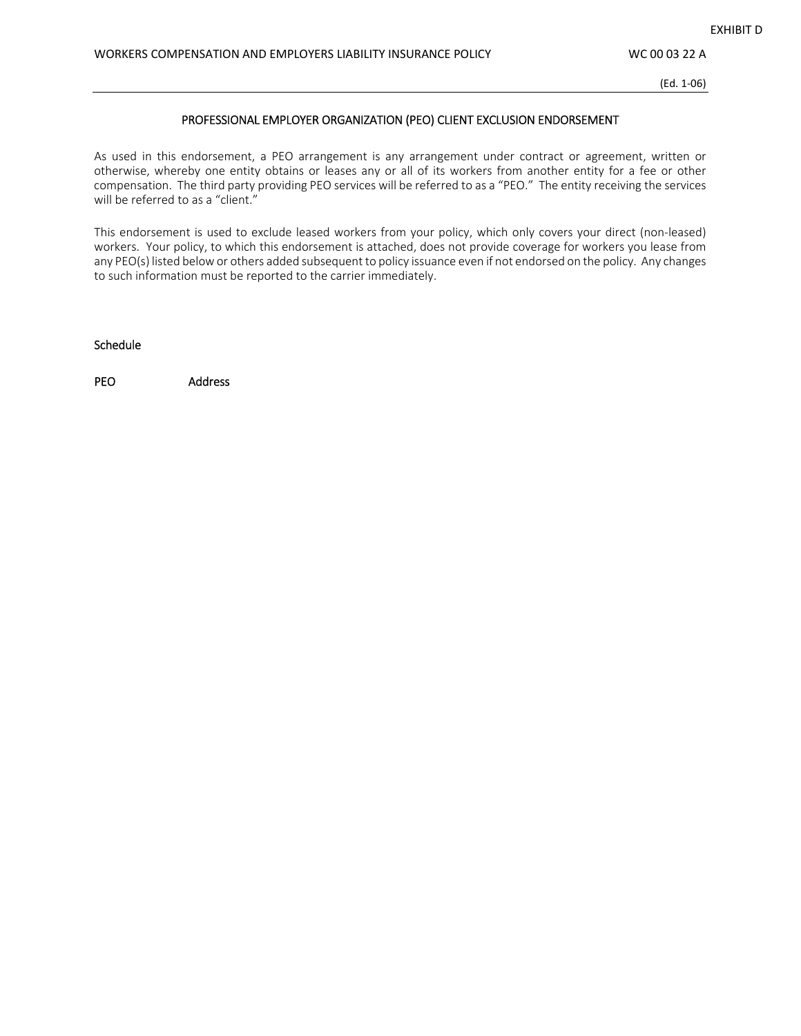EXHIBIT D

WORKERS COMPENSATION AND EMPLOYERS LIABILITY INSURANCE POLICY WC 00 03 22 A

(Ed. 1-06)

## PROFESSIONAL EMPLOYER ORGANIZATION (PEO) CLIENT EXCLUSION ENDORSEMENT

As used in this endorsement, a PEO arrangement is any arrangement under contract or agreement, written or otherwise, whereby one entity obtains or leases any or all of its workers from another entity for a fee or other compensation. The third party providing PEO services will be referred to as a "PEO." The entity receiving the services will be referred to as a "client."

This endorsement is used to exclude leased workers from your policy, which only covers your direct (non-leased) workers. Your policy, to which this endorsement is attached, does not provide coverage for workers you lease from any PEO(s) listed below or others added subsequent to policy issuance even if not endorsed on the policy. Any changes to such information must be reported to the carrier immediately.

Schedule

PEO Address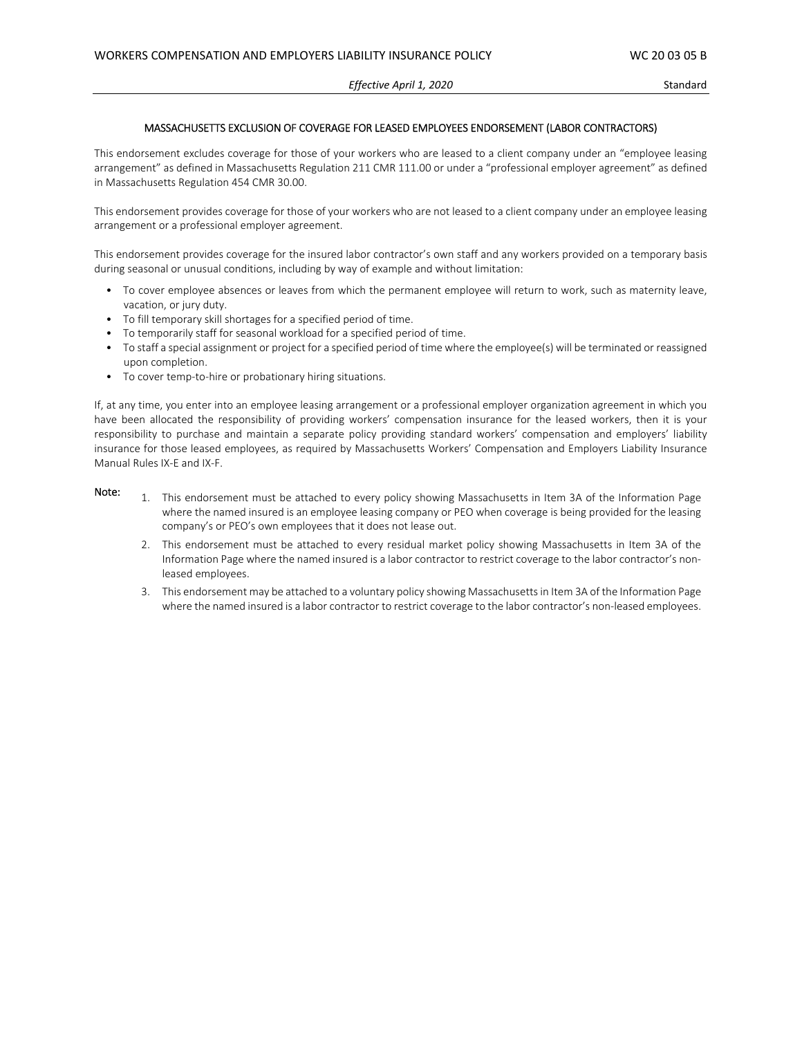# MASSACHUSETTS EXCLUSION OF COVERAGE FOR LEASED EMPLOYEES ENDORSEMENT (LABOR CONTRACTORS)

This endorsement excludes coverage for those of your workers who are leased to a client company under an "employee leasing arrangement" as defined in Massachusetts Regulation 211 CMR 111.00 or under a "professional employer agreement" as defined in Massachusetts Regulation 454 CMR 30.00.

This endorsement provides coverage for those of your workers who are not leased to a client company under an employee leasing arrangement or a professional employer agreement.

This endorsement provides coverage for the insured labor contractor's own staff and any workers provided on a temporary basis during seasonal or unusual conditions, including by way of example and without limitation:

- To cover employee absences or leaves from which the permanent employee will return to work, such as maternity leave, vacation, or jury duty.
- To fill temporary skill shortages for a specified period of time.
- To temporarily staff for seasonal workload for a specified period of time.
- To staff a special assignment or project for a specified period of time where the employee(s) will be terminated or reassigned upon completion.
- To cover temp-to-hire or probationary hiring situations.

If, at any time, you enter into an employee leasing arrangement or a professional employer organization agreement in which you have been allocated the responsibility of providing workers' compensation insurance for the leased workers, then it is your responsibility to purchase and maintain a separate policy providing standard workers' compensation and employers' liability insurance for those leased employees, as required by Massachusetts Workers' Compensation and Employers Liability Insurance Manual Rules IX-E and IX-F.

**Note:**

1. This endorsement must be attached to every policy showing Massachusetts in Item 3A of the Information Page where the named insured is an employee leasing company or PEO when coverage is being provided for the leasing company's or PEO's own employees that it does not lease out.
2. This endorsement must be attached to every residual market policy showing Massachusetts in Item 3A of the Information Page where the named insured is a labor contractor to restrict coverage to the labor contractor's non-leased employees.
3. This endorsement may be attached to a voluntary policy showing Massachusetts in Item 3A of the Information Page where the named insured is a labor contractor to restrict coverage to the labor contractor's non-leased employees.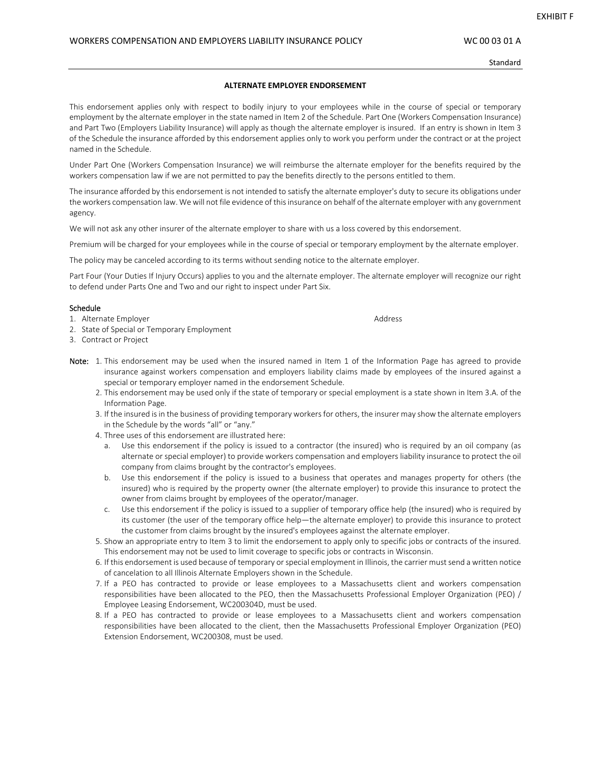EXHIBIT F

WORKERS COMPENSATION AND EMPLOYERS LIABILITY INSURANCE POLICY WC 00 03 01 A

Standard

## ALTERNATE EMPLOYER ENDORSEMENT

This endorsement applies only with respect to bodily injury to your employees while in the course of special or temporary employment by the alternate employer in the state named in Item 2 of the Schedule. Part One (Workers Compensation Insurance) and Part Two (Employers Liability Insurance) will apply as though the alternate employer is insured. If an entry is shown in Item 3 of the Schedule the insurance afforded by this endorsement applies only to work you perform under the contract or at the project named in the Schedule.

Under Part One (Workers Compensation Insurance) we will reimburse the alternate employer for the benefits required by the workers compensation law if we are not permitted to pay the benefits directly to the persons entitled to them.

The insurance afforded by this endorsement is not intended to satisfy the alternate employer's duty to secure its obligations under the workers compensation law. We will not file evidence of this insurance on behalf of the alternate employer with any government agency.

We will not ask any other insurer of the alternate employer to share with us a loss covered by this endorsement.

Premium will be charged for your employees while in the course of special or temporary employment by the alternate employer.

The policy may be canceled according to its terms without sending notice to the alternate employer.

Part Four (Your Duties If Injury Occurs) applies to you and the alternate employer. The alternate employer will recognize our right to defend under Parts One and Two and our right to inspect under Part Six.

**Schedule**

1. Alternate Employer Address
2. State of Special or Temporary Employment
3. Contract or Project

**Note:**

1. This endorsement may be used when the insured named in Item 1 of the Information Page has agreed to provide insurance against workers compensation and employers liability claims made by employees of the insured against a special or temporary employer named in the endorsement Schedule.
2. This endorsement may be used only if the state of temporary or special employment is a state shown in Item 3.A. of the Information Page.
3. If the insured is in the business of providing temporary workers for others, the insurer may show the alternate employers in the Schedule by the words "all" or "any."
4. Three uses of this endorsement are illustrated here:
   a. Use this endorsement if the policy is issued to a contractor (the insured) who is required by an oil company (as alternate or special employer) to provide workers compensation and employers liability insurance to protect the oil company from claims brought by the contractor's employees.
   b. Use this endorsement if the policy is issued to a business that operates and manages property for others (the insured) who is required by the property owner (the alternate employer) to provide this insurance to protect the owner from claims brought by employees of the operator/manager.
   c. Use this endorsement if the policy is issued to a supplier of temporary office help (the insured) who is required by its customer (the user of the temporary office help—the alternate employer) to provide this insurance to protect the customer from claims brought by the insured's employees against the alternate employer.
5. Show an appropriate entry to Item 3 to limit the endorsement to apply only to specific jobs or contracts of the insured. This endorsement may not be used to limit coverage to specific jobs or contracts in Wisconsin.
6. If this endorsement is used because of temporary or special employment in Illinois, the carrier must send a written notice of cancelation to all Illinois Alternate Employers shown in the Schedule.
7. If a PEO has contracted to provide or lease employees to a Massachusetts client and workers compensation responsibilities have been allocated to the PEO, then the Massachusetts Professional Employer Organization (PEO) / Employee Leasing Endorsement, WC200304D, must be used.
8. If a PEO has contracted to provide or lease employees to a Massachusetts client and workers compensation responsibilities have been allocated to the client, then the Massachusetts Professional Employer Organization (PEO) Extension Endorsement, WC200308, must be used.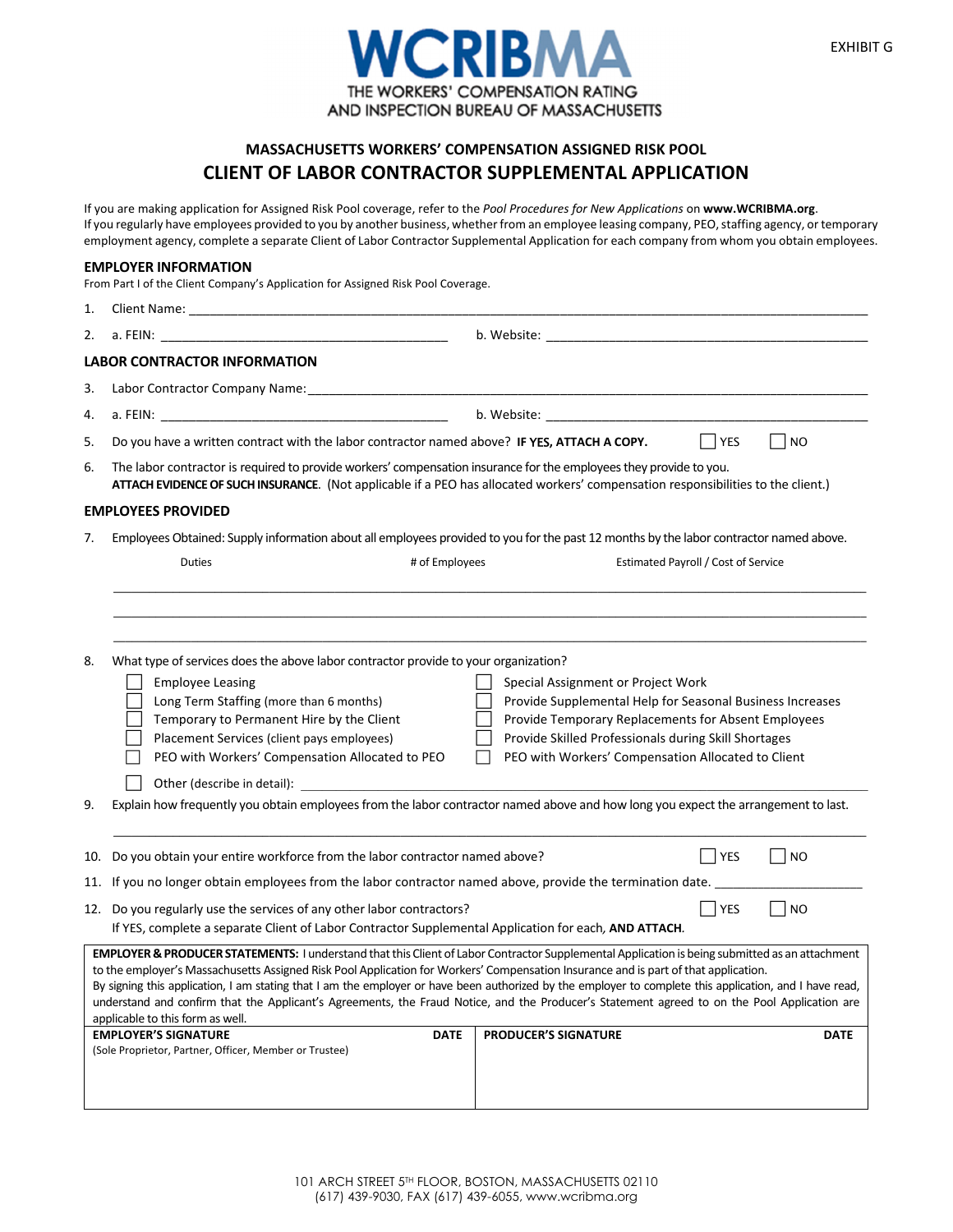EXHIBIT G

# WCRIBMA

THE WORKERS' COMPENSATION RATING AND INSPECTION BUREAU OF MASSACHUSETTS

### MASSACHUSETTS WORKERS' COMPENSATION ASSIGNED RISK POOL

## CLIENT OF LABOR CONTRACTOR SUPPLEMENTAL APPLICATION

If you are making application for Assigned Risk Pool coverage, refer to the *Pool Procedures for New Applications* on **www.WCRIBMA.org**.
If you regularly have employees provided to you by another business, whether from an employee leasing company, PEO, staffing agency, or temporary employment agency, complete a separate Client of Labor Contractor Supplemental Application for each company from whom you obtain employees.

### EMPLOYER INFORMATION

From Part I of the Client Company's Application for Assigned Risk Pool Coverage.

1. Client Name: ______________________________________________
2. a. FEIN: ______________________ b. Website: ______________________

### LABOR CONTRACTOR INFORMATION

3. Labor Contractor Company Name: ______________________________________________
4. a. FEIN: ______________________ b. Website: ______________________
5. Do you have a written contract with the labor contractor named above? **IF YES, ATTACH A COPY.** ☐ YES ☐ NO
6. The labor contractor is required to provide workers' compensation insurance for the employees they provide to you. **ATTACH EVIDENCE OF SUCH INSURANCE**. (Not applicable if a PEO has allocated workers' compensation responsibilities to the client.)

### EMPLOYEES PROVIDED

7. Employees Obtained: Supply information about all employees provided to you for the past 12 months by the labor contractor named above.

| Duties | # of Employees | Estimated Payroll / Cost of Service |
|---|---|---|
| | | |
| | | |
| | | |

8. What type of services does the above labor contractor provide to your organization?
   - ☐ Employee Leasing
   - ☐ Long Term Staffing (more than 6 months)
   - ☐ Temporary to Permanent Hire by the Client
   - ☐ Placement Services (client pays employees)
   - ☐ PEO with Workers' Compensation Allocated to PEO
   - ☐ Special Assignment or Project Work
   - ☐ Provide Supplemental Help for Seasonal Business Increases
   - ☐ Provide Temporary Replacements for Absent Employees
   - ☐ Provide Skilled Professionals during Skill Shortages
   - ☐ PEO with Workers' Compensation Allocated to Client
   - ☐ Other (describe in detail): ______________________
9. Explain how frequently you obtain employees from the labor contractor named above and how long you expect the arrangement to last.
   ______________________________________________
10. Do you obtain your entire workforce from the labor contractor named above? ☐ YES ☐ NO
11. If you no longer obtain employees from the labor contractor named above, provide the termination date. ______________
12. Do you regularly use the services of any other labor contractors? ☐ YES ☐ NO
    If YES, complete a separate Client of Labor Contractor Supplemental Application for each, **AND ATTACH**.

**EMPLOYER & PRODUCER STATEMENTS:** I understand that this Client of Labor Contractor Supplemental Application is being submitted as an attachment to the employer's Massachusetts Assigned Risk Pool Application for Workers' Compensation Insurance and is part of that application.
By signing this application, I am stating that I am the employer or have been authorized by the employer to complete this application, and I have read, understand and confirm that the Applicant's Agreements, the Fraud Notice, and the Producer's Statement agreed to on the Pool Application are applicable to this form as well.

| EMPLOYER'S SIGNATURE (Sole Proprietor, Partner, Officer, Member or Trustee) | DATE | PRODUCER'S SIGNATURE | DATE |
|---|---|---|---|
| | | | |

101 ARCH STREET 5TH FLOOR, BOSTON, MASSACHUSETTS 02110
(617) 439-9030, FAX (617) 439-6055, www.wcribma.org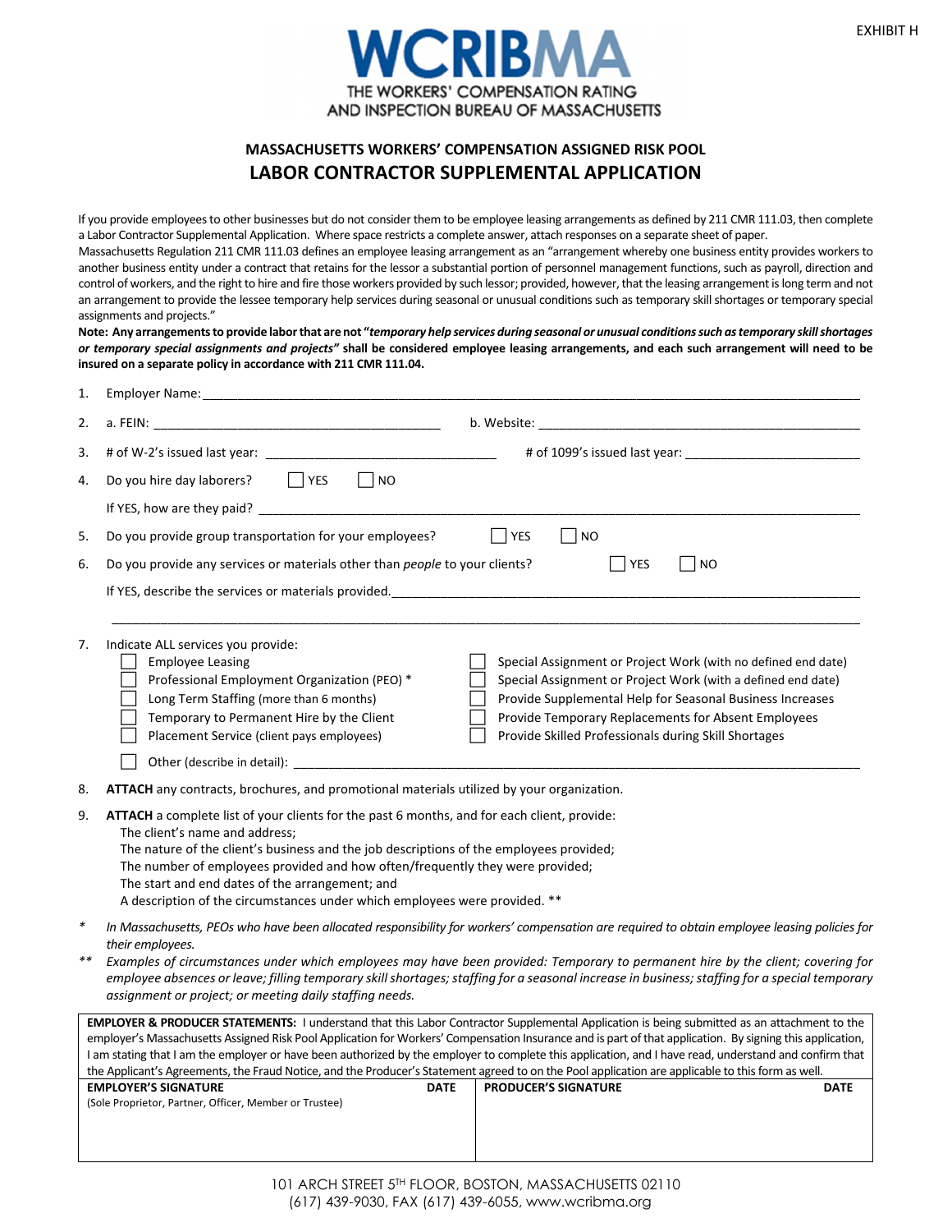EXHIBIT H

# WCRIBMA

THE WORKERS' COMPENSATION RATING AND INSPECTION BUREAU OF MASSACHUSETTS

## MASSACHUSETTS WORKERS' COMPENSATION ASSIGNED RISK POOL

## LABOR CONTRACTOR SUPPLEMENTAL APPLICATION

If you provide employees to other businesses but do not consider them to be employee leasing arrangements as defined by 211 CMR 111.03, then complete a Labor Contractor Supplemental Application. Where space restricts a complete answer, attach responses on a separate sheet of paper.

Massachusetts Regulation 211 CMR 111.03 defines an employee leasing arrangement as an "arrangement whereby one business entity provides workers to another business entity under a contract that retains for the lessor a substantial portion of personnel management functions, such as payroll, direction and control of workers, and the right to hire and fire those workers provided by such lessor; provided, however, that the leasing arrangement is long term and not an arrangement to provide the lessee temporary help services during seasonal or unusual conditions such as temporary skill shortages or temporary special assignments and projects."

**Note: Any arrangements to provide labor that are not "*temporary help services during seasonal or unusual conditions such as temporary skill shortages or temporary special assignments and projects*" shall be considered employee leasing arrangements, and each such arrangement will need to be insured on a separate policy in accordance with 211 CMR 111.04.**

1. Employer Name: ______________________________

2. a. FEIN: ______________________ b. Website: ______________________

3. # of W-2's issued last year: ______________________ # of 1099's issued last year: ______________________

4. Do you hire day laborers? ☐ YES ☐ NO

   If YES, how are they paid? ______________________________

5. Do you provide group transportation for your employees? ☐ YES ☐ NO

6. Do you provide any services or materials other than *people* to your clients? ☐ YES ☐ NO

   If YES, describe the services or materials provided.______________________________

   ______________________________

7. Indicate ALL services you provide:
   - ☐ Employee Leasing
   - ☐ Professional Employment Organization (PEO) *
   - ☐ Long Term Staffing (more than 6 months)
   - ☐ Temporary to Permanent Hire by the Client
   - ☐ Placement Service (client pays employees)
   - ☐ Special Assignment or Project Work (with no defined end date)
   - ☐ Special Assignment or Project Work (with a defined end date)
   - ☐ Provide Supplemental Help for Seasonal Business Increases
   - ☐ Provide Temporary Replacements for Absent Employees
   - ☐ Provide Skilled Professionals during Skill Shortages
   - ☐ Other (describe in detail): ______________________________

8. **ATTACH** any contracts, brochures, and promotional materials utilized by your organization.

9. **ATTACH** a complete list of your clients for the past 6 months, and for each client, provide:
   The client's name and address;
   The nature of the client's business and the job descriptions of the employees provided;
   The number of employees provided and how often/frequently they were provided;
   The start and end dates of the arrangement; and
   A description of the circumstances under which employees were provided. **

\* *In Massachusetts, PEOs who have been allocated responsibility for workers' compensation are required to obtain employee leasing policies for their employees.*

\** *Examples of circumstances under which employees may have been provided: Temporary to permanent hire by the client; covering for employee absences or leave; filling temporary skill shortages; staffing for a seasonal increase in business; staffing for a special temporary assignment or project; or meeting daily staffing needs.*

**EMPLOYER & PRODUCER STATEMENTS:** I understand that this Labor Contractor Supplemental Application is being submitted as an attachment to the employer's Massachusetts Assigned Risk Pool Application for Workers' Compensation Insurance and is part of that application. By signing this application, I am stating that I am the employer or have been authorized by the employer to complete this application, and I have read, understand and confirm that the Applicant's Agreements, the Fraud Notice, and the Producer's Statement agreed to on the Pool application are applicable to this form as well.

| **EMPLOYER'S SIGNATURE** (Sole Proprietor, Partner, Officer, Member or Trustee) | **DATE** | **PRODUCER'S SIGNATURE** | **DATE** |
|---|---|---|---|
| | | | |

101 ARCH STREET 5TH FLOOR, BOSTON, MASSACHUSETTS 02110
(617) 439-9030, FAX (617) 439-6055, www.wcribma.org